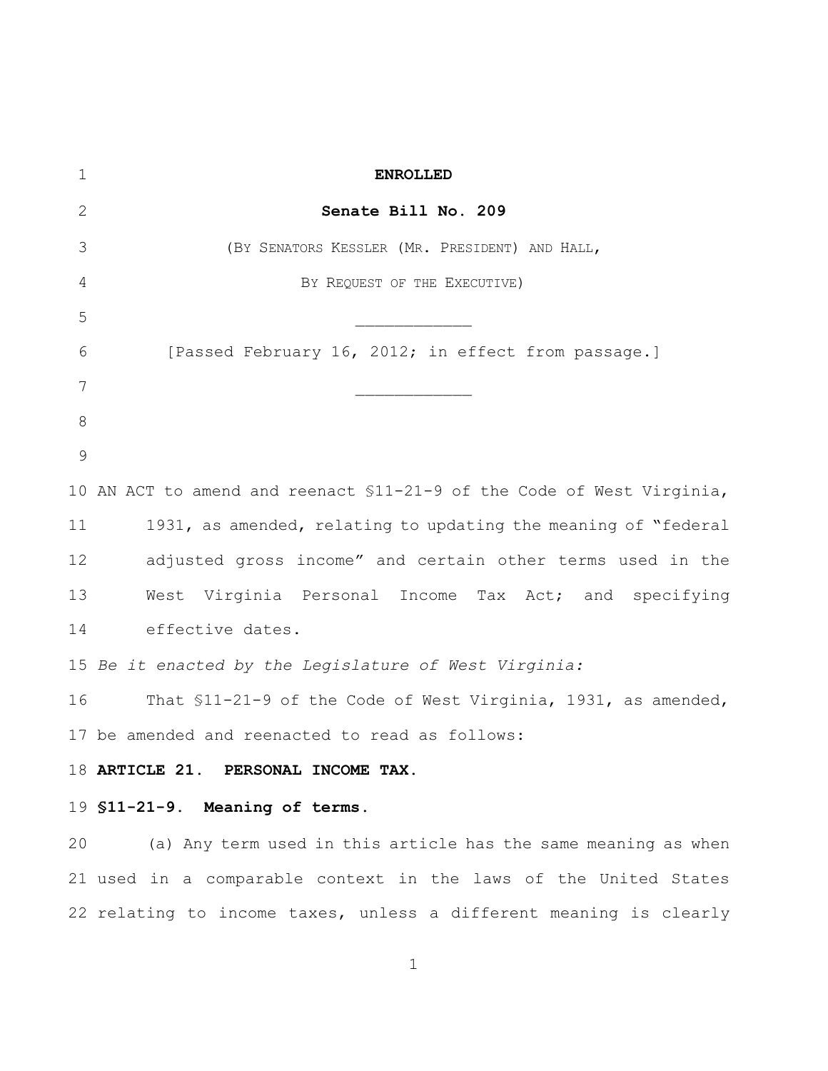**ENROLLED**

**Senate Bill No. 209**

(BY SENATORS KESSLER (MR. PRESIDENT) AND HALL,

BY REQUEST OF THE EXECUTIVE)

____________

[Passed February 16, 2012; in effect from passage.]

____________

AN ACT to amend and reenact §11-21-9 of the Code of West Virginia, 1931, as amended, relating to updating the meaning of "federal adjusted gross income" and certain other terms used in the West Virginia Personal Income Tax Act; and specifying effective dates.

*Be it enacted by the Legislature of West Virginia:*

That §11-21-9 of the Code of West Virginia, 1931, as amended, be amended and reenacted to read as follows:

**ARTICLE 21. PERSONAL INCOME TAX.**

**§11-21-9. Meaning of terms.**

(a) Any term used in this article has the same meaning as when used in a comparable context in the laws of the United States relating to income taxes, unless a different meaning is clearly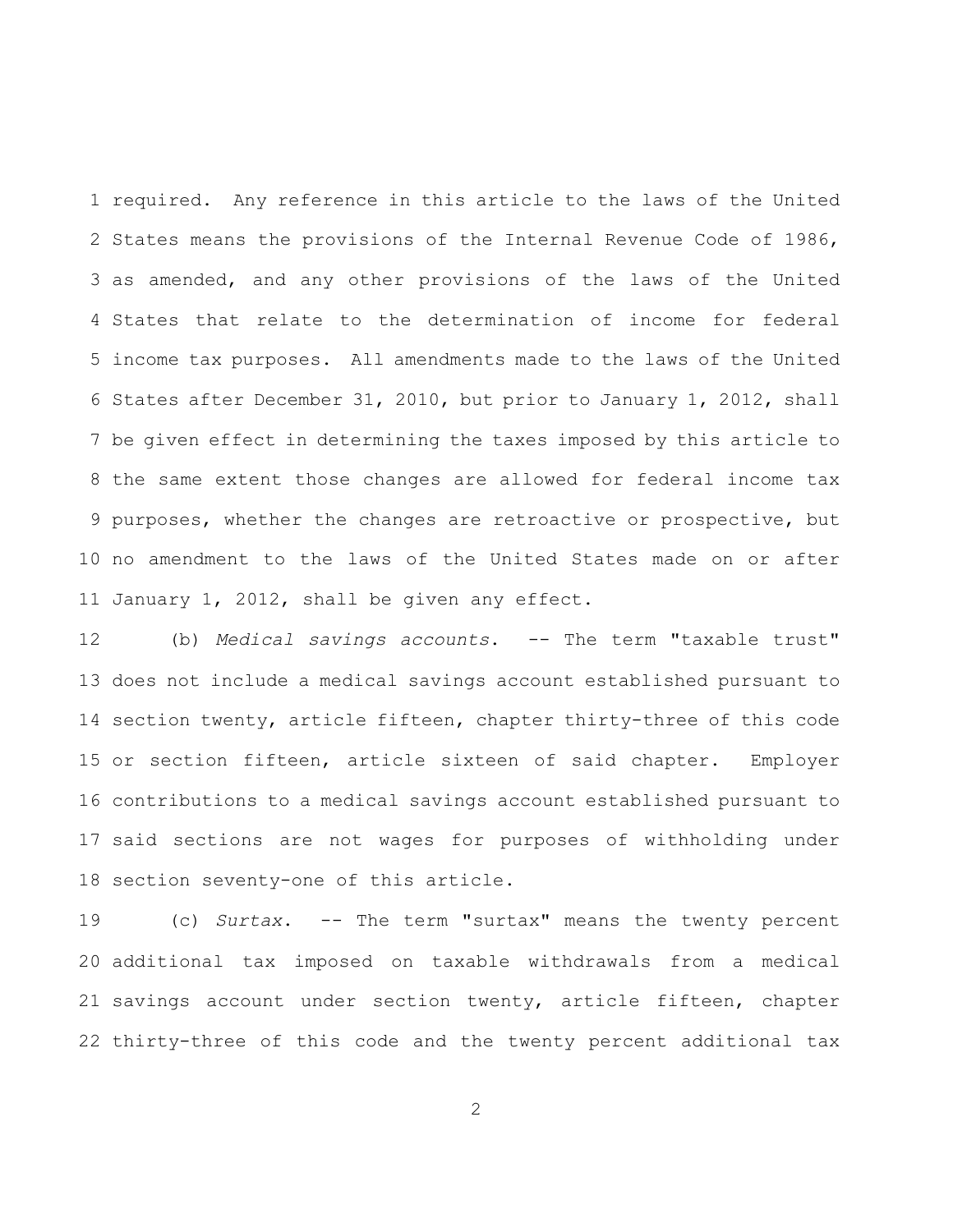required. Any reference in this article to the laws of the United States means the provisions of the Internal Revenue Code of 1986, as amended, and any other provisions of the laws of the United States that relate to the determination of income for federal income tax purposes. All amendments made to the laws of the United States after December 31, 2010, but prior to January 1, 2012, shall be given effect in determining the taxes imposed by this article to the same extent those changes are allowed for federal income tax purposes, whether the changes are retroactive or prospective, but no amendment to the laws of the United States made on or after January 1, 2012, shall be given any effect.

(b) *Medical savings accounts*. -- The term "taxable trust" does not include a medical savings account established pursuant to section twenty, article fifteen, chapter thirty-three of this code or section fifteen, article sixteen of said chapter. Employer contributions to a medical savings account established pursuant to said sections are not wages for purposes of withholding under section seventy-one of this article.

(c) *Surtax*. -- The term "surtax" means the twenty percent additional tax imposed on taxable withdrawals from a medical savings account under section twenty, article fifteen, chapter thirty-three of this code and the twenty percent additional tax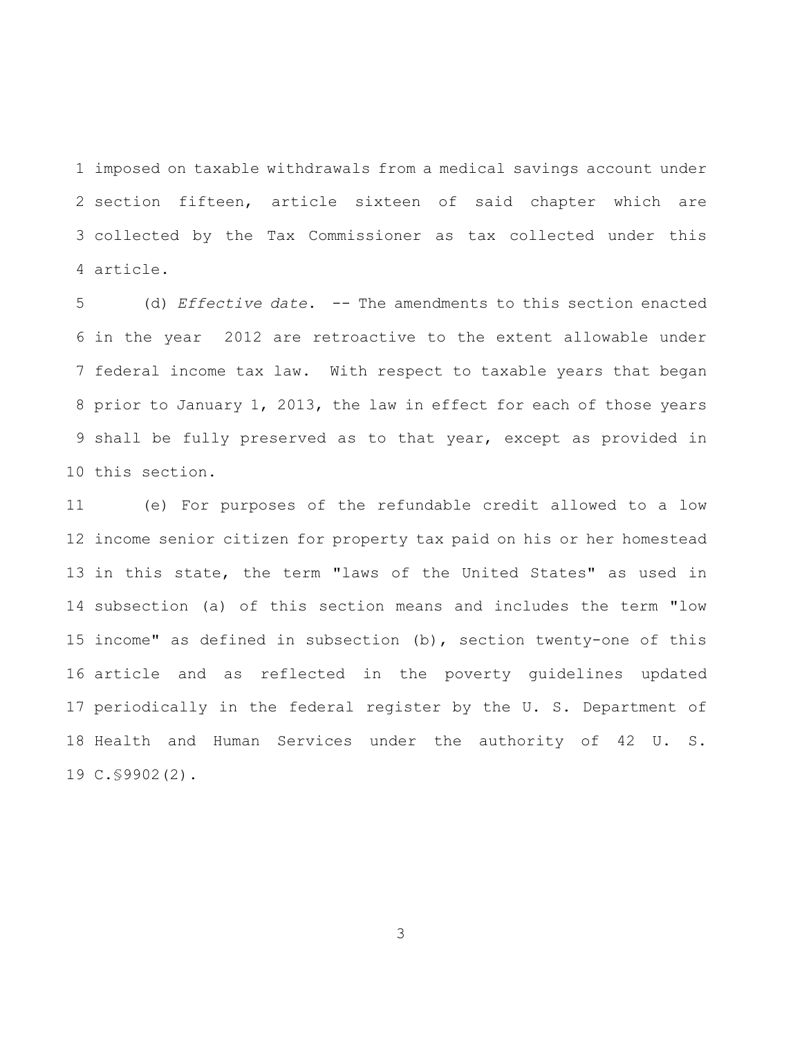imposed on taxable withdrawals from a medical savings account under section fifteen, article sixteen of said chapter which are collected by the Tax Commissioner as tax collected under this article.

(d) *Effective date*. -- The amendments to this section enacted in the year 2012 are retroactive to the extent allowable under federal income tax law. With respect to taxable years that began prior to January 1, 2013, the law in effect for each of those years shall be fully preserved as to that year, except as provided in this section.

(e) For purposes of the refundable credit allowed to a low income senior citizen for property tax paid on his or her homestead in this state, the term "laws of the United States" as used in subsection (a) of this section means and includes the term "low income" as defined in subsection (b), section twenty-one of this article and as reflected in the poverty guidelines updated periodically in the federal register by the U. S. Department of Health and Human Services under the authority of 42 U. S. C.§9902(2).